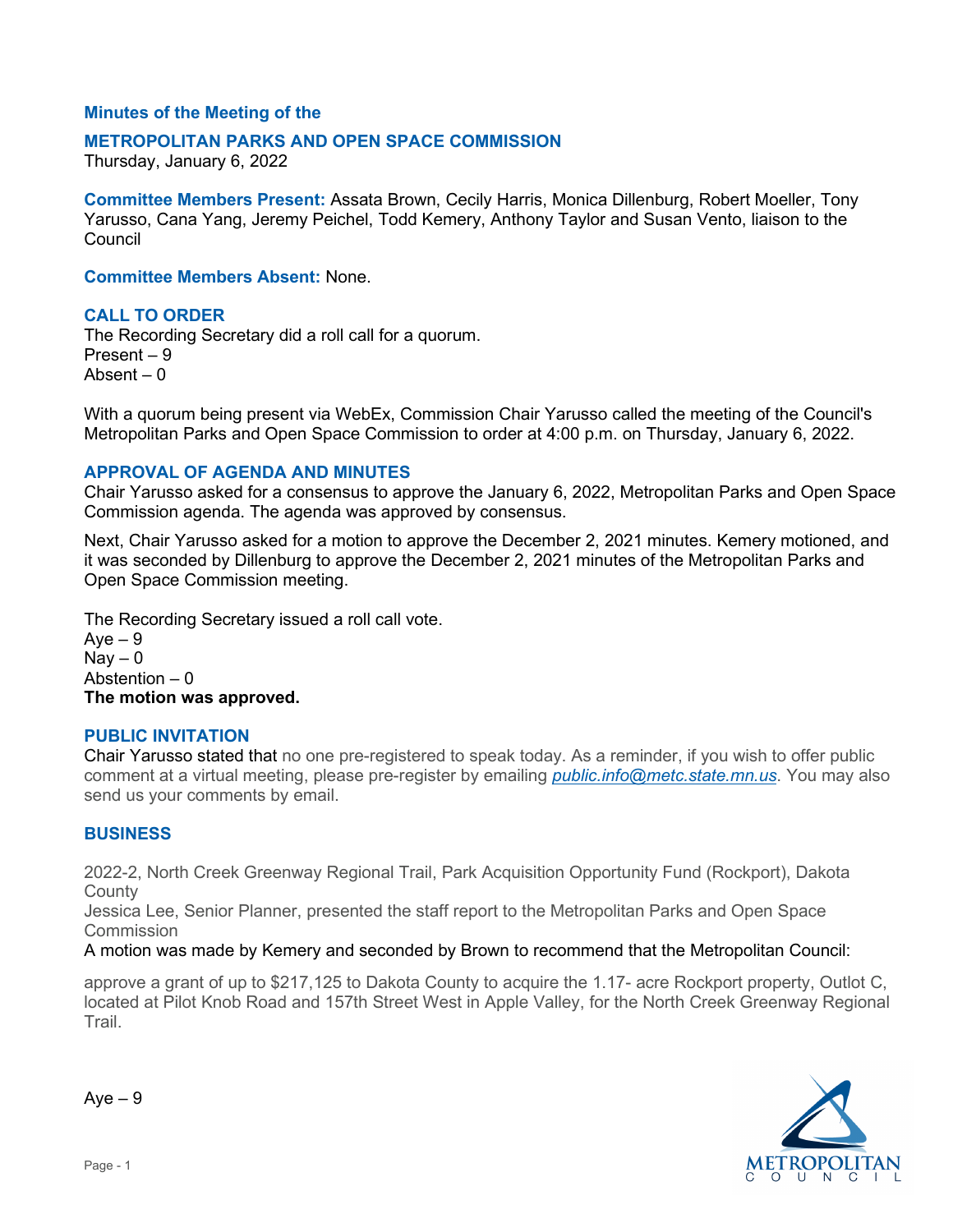**Minutes of the Meeting of the**

# METROPOLITAN PARKS AND OPEN SPACE COMMISSION

Thursday, January 6, 2022

**Committee Members Present:** Assata Brown, Cecily Harris, Monica Dillenburg, Robert Moeller, Tony Yarusso, Cana Yang, Jeremy Peichel, Todd Kemery, Anthony Taylor and Susan Vento, liaison to the Council

**Committee Members Absent:** None.

## CALL TO ORDER

The Recording Secretary did a roll call for a quorum.
Present – 9
Absent – 0

With a quorum being present via WebEx, Commission Chair Yarusso called the meeting of the Council's Metropolitan Parks and Open Space Commission to order at 4:00 p.m. on Thursday, January 6, 2022.

## APPROVAL OF AGENDA AND MINUTES

Chair Yarusso asked for a consensus to approve the January 6, 2022, Metropolitan Parks and Open Space Commission agenda. The agenda was approved by consensus.

Next, Chair Yarusso asked for a motion to approve the December 2, 2021 minutes. Kemery motioned, and it was seconded by Dillenburg to approve the December 2, 2021 minutes of the Metropolitan Parks and Open Space Commission meeting.

The Recording Secretary issued a roll call vote.
Aye – 9
Nay – 0
Abstention – 0
**The motion was approved.**

## PUBLIC INVITATION

Chair Yarusso stated that no one pre-registered to speak today. As a reminder, if you wish to offer public comment at a virtual meeting, please pre-register by emailing *public.info@metc.state.mn.us*. You may also send us your comments by email.

## BUSINESS

2022-2, North Creek Greenway Regional Trail, Park Acquisition Opportunity Fund (Rockport), Dakota County
Jessica Lee, Senior Planner, presented the staff report to the Metropolitan Parks and Open Space Commission
A motion was made by Kemery and seconded by Brown to recommend that the Metropolitan Council:

approve a grant of up to $217,125 to Dakota County to acquire the 1.17- acre Rockport property, Outlot C, located at Pilot Knob Road and 157th Street West in Apple Valley, for the North Creek Greenway Regional Trail.

Aye – 9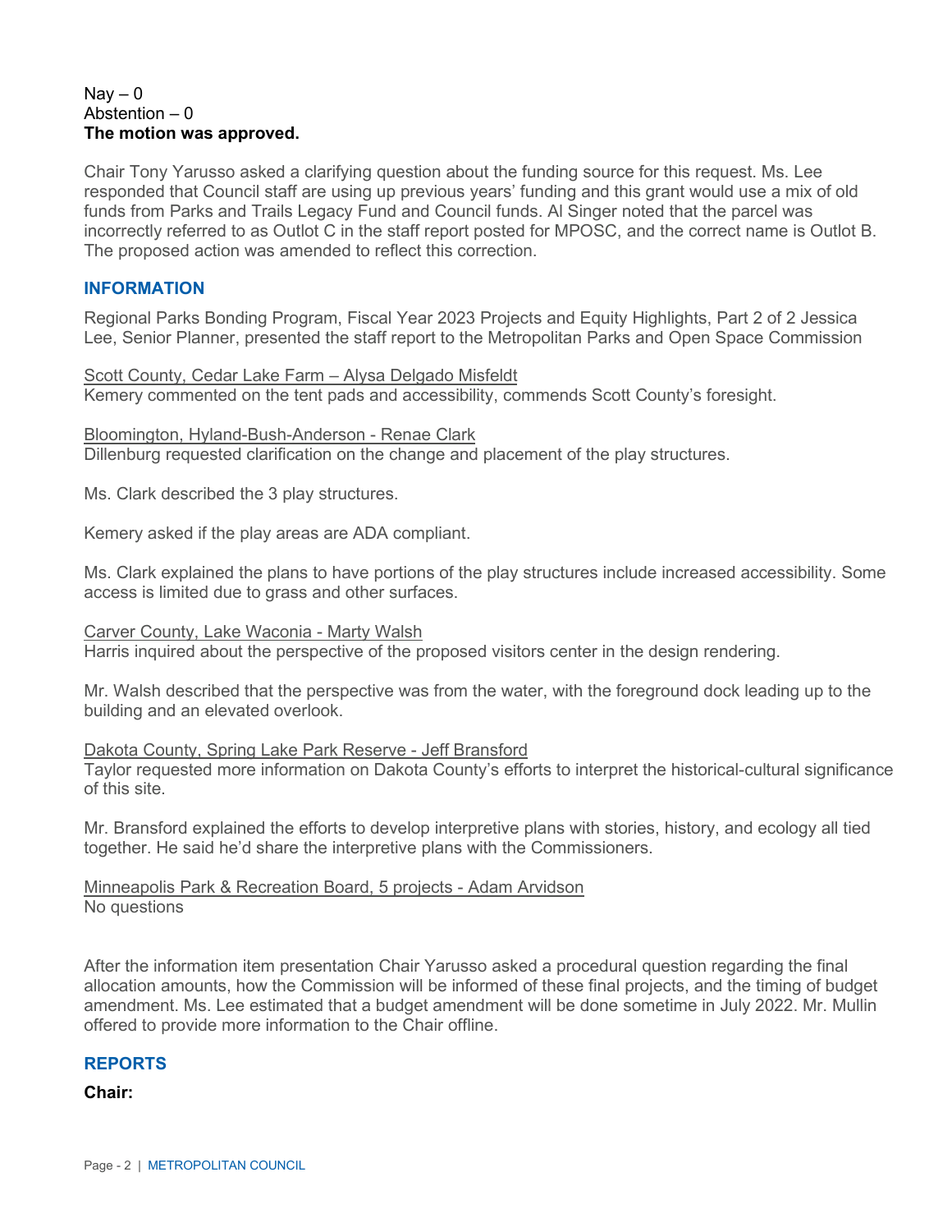Nay – 0
Abstention – 0
**The motion was approved.**

Chair Tony Yarusso asked a clarifying question about the funding source for this request. Ms. Lee responded that Council staff are using up previous years' funding and this grant would use a mix of old funds from Parks and Trails Legacy Fund and Council funds. Al Singer noted that the parcel was incorrectly referred to as Outlot C in the staff report posted for MPOSC, and the correct name is Outlot B. The proposed action was amended to reflect this correction.

## INFORMATION

Regional Parks Bonding Program, Fiscal Year 2023 Projects and Equity Highlights, Part 2 of 2 Jessica Lee, Senior Planner, presented the staff report to the Metropolitan Parks and Open Space Commission

Scott County, Cedar Lake Farm – Alysa Delgado Misfeldt
Kemery commented on the tent pads and accessibility, commends Scott County's foresight.

Bloomington, Hyland-Bush-Anderson - Renae Clark
Dillenburg requested clarification on the change and placement of the play structures.

Ms. Clark described the 3 play structures.

Kemery asked if the play areas are ADA compliant.

Ms. Clark explained the plans to have portions of the play structures include increased accessibility. Some access is limited due to grass and other surfaces.

Carver County, Lake Waconia - Marty Walsh
Harris inquired about the perspective of the proposed visitors center in the design rendering.

Mr. Walsh described that the perspective was from the water, with the foreground dock leading up to the building and an elevated overlook.

Dakota County, Spring Lake Park Reserve - Jeff Bransford
Taylor requested more information on Dakota County's efforts to interpret the historical-cultural significance of this site.

Mr. Bransford explained the efforts to develop interpretive plans with stories, history, and ecology all tied together. He said he'd share the interpretive plans with the Commissioners.

Minneapolis Park & Recreation Board, 5 projects - Adam Arvidson
No questions

After the information item presentation Chair Yarusso asked a procedural question regarding the final allocation amounts, how the Commission will be informed of these final projects, and the timing of budget amendment. Ms. Lee estimated that a budget amendment will be done sometime in July 2022. Mr. Mullin offered to provide more information to the Chair offline.

## REPORTS

**Chair:**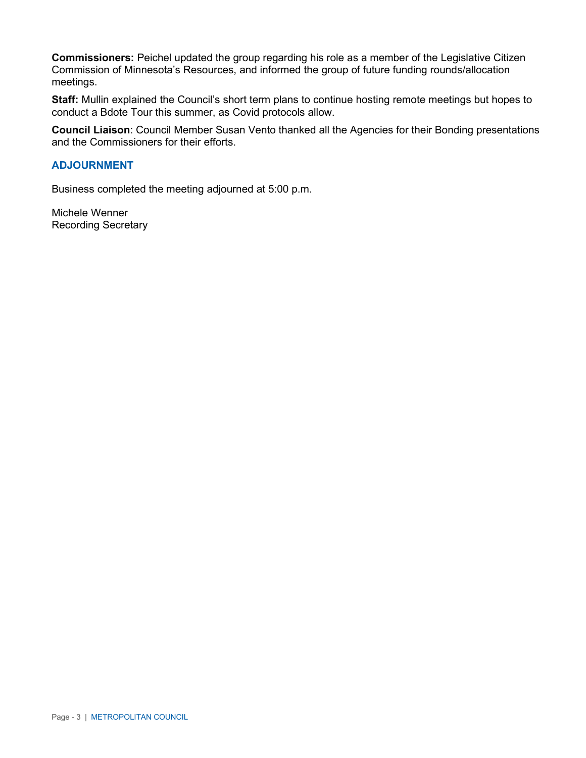**Commissioners:** Peichel updated the group regarding his role as a member of the Legislative Citizen Commission of Minnesota's Resources, and informed the group of future funding rounds/allocation meetings.

**Staff:** Mullin explained the Council's short term plans to continue hosting remote meetings but hopes to conduct a Bdote Tour this summer, as Covid protocols allow.

**Council Liaison**: Council Member Susan Vento thanked all the Agencies for their Bonding presentations and the Commissioners for their efforts.

## ADJOURNMENT

Business completed the meeting adjourned at 5:00 p.m.

Michele Wenner
Recording Secretary